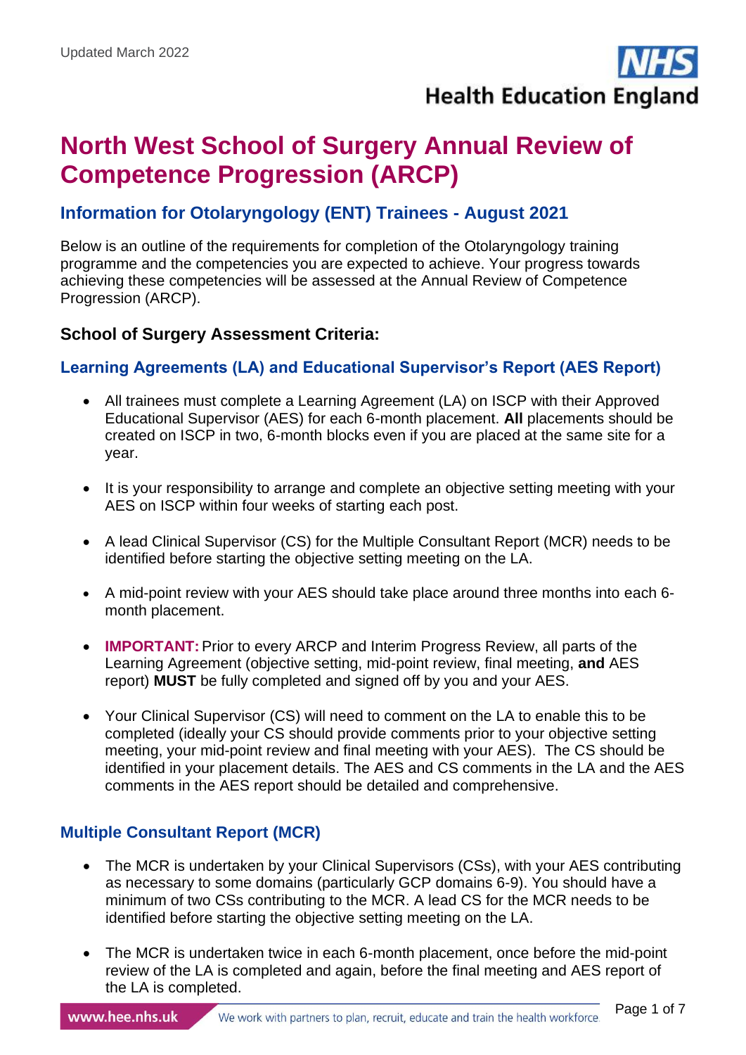Updated March 2022

# North West School of Surgery Annual Review of Competence Progression (ARCP)

## Information for Otolaryngology (ENT) Trainees - August 2021

Below is an outline of the requirements for completion of the Otolaryngology training programme and the competencies you are expected to achieve. Your progress towards achieving these competencies will be assessed at the Annual Review of Competence Progression (ARCP).

### School of Surgery Assessment Criteria:

#### Learning Agreements (LA) and Educational Supervisor's Report (AES Report)

- All trainees must complete a Learning Agreement (LA) on ISCP with their Approved Educational Supervisor (AES) for each 6-month placement. **All** placements should be created on ISCP in two, 6-month blocks even if you are placed at the same site for a year.
- It is your responsibility to arrange and complete an objective setting meeting with your AES on ISCP within four weeks of starting each post.
- A lead Clinical Supervisor (CS) for the Multiple Consultant Report (MCR) needs to be identified before starting the objective setting meeting on the LA.
- A mid-point review with your AES should take place around three months into each 6-month placement.
- **IMPORTANT:** Prior to every ARCP and Interim Progress Review, all parts of the Learning Agreement (objective setting, mid-point review, final meeting, **and** AES report) **MUST** be fully completed and signed off by you and your AES.
- Your Clinical Supervisor (CS) will need to comment on the LA to enable this to be completed (ideally your CS should provide comments prior to your objective setting meeting, your mid-point review and final meeting with your AES). The CS should be identified in your placement details. The AES and CS comments in the LA and the AES comments in the AES report should be detailed and comprehensive.

#### Multiple Consultant Report (MCR)

- The MCR is undertaken by your Clinical Supervisors (CSs), with your AES contributing as necessary to some domains (particularly GCP domains 6-9). You should have a minimum of two CSs contributing to the MCR. A lead CS for the MCR needs to be identified before starting the objective setting meeting on the LA.
- The MCR is undertaken twice in each 6-month placement, once before the mid-point review of the LA is completed and again, before the final meeting and AES report of the LA is completed.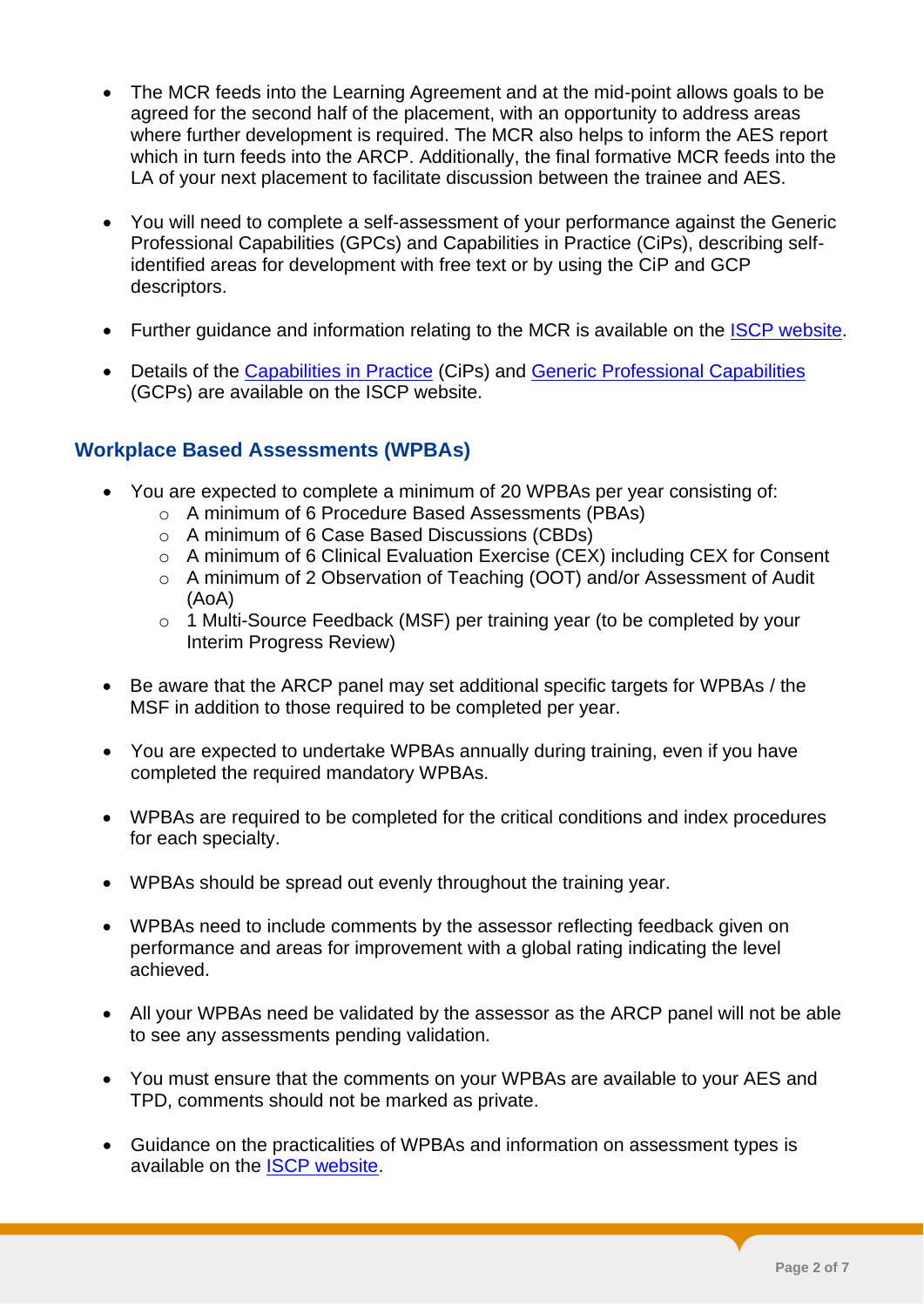- The MCR feeds into the Learning Agreement and at the mid-point allows goals to be agreed for the second half of the placement, with an opportunity to address areas where further development is required. The MCR also helps to inform the AES report which in turn feeds into the ARCP. Additionally, the final formative MCR feeds into the LA of your next placement to facilitate discussion between the trainee and AES.

- You will need to complete a self-assessment of your performance against the Generic Professional Capabilities (GPCs) and Capabilities in Practice (CiPs), describing self-identified areas for development with free text or by using the CiP and GCP descriptors.

- Further guidance and information relating to the MCR is available on the ISCP website.

- Details of the Capabilities in Practice (CiPs) and Generic Professional Capabilities (GCPs) are available on the ISCP website.

## Workplace Based Assessments (WPBAs)

- You are expected to complete a minimum of 20 WPBAs per year consisting of:
  - A minimum of 6 Procedure Based Assessments (PBAs)
  - A minimum of 6 Case Based Discussions (CBDs)
  - A minimum of 6 Clinical Evaluation Exercise (CEX) including CEX for Consent
  - A minimum of 2 Observation of Teaching (OOT) and/or Assessment of Audit (AoA)
  - 1 Multi-Source Feedback (MSF) per training year (to be completed by your Interim Progress Review)

- Be aware that the ARCP panel may set additional specific targets for WPBAs / the MSF in addition to those required to be completed per year.

- You are expected to undertake WPBAs annually during training, even if you have completed the required mandatory WPBAs.

- WPBAs are required to be completed for the critical conditions and index procedures for each specialty.

- WPBAs should be spread out evenly throughout the training year.

- WPBAs need to include comments by the assessor reflecting feedback given on performance and areas for improvement with a global rating indicating the level achieved.

- All your WPBAs need be validated by the assessor as the ARCP panel will not be able to see any assessments pending validation.

- You must ensure that the comments on your WPBAs are available to your AES and TPD, comments should not be marked as private.

- Guidance on the practicalities of WPBAs and information on assessment types is available on the ISCP website.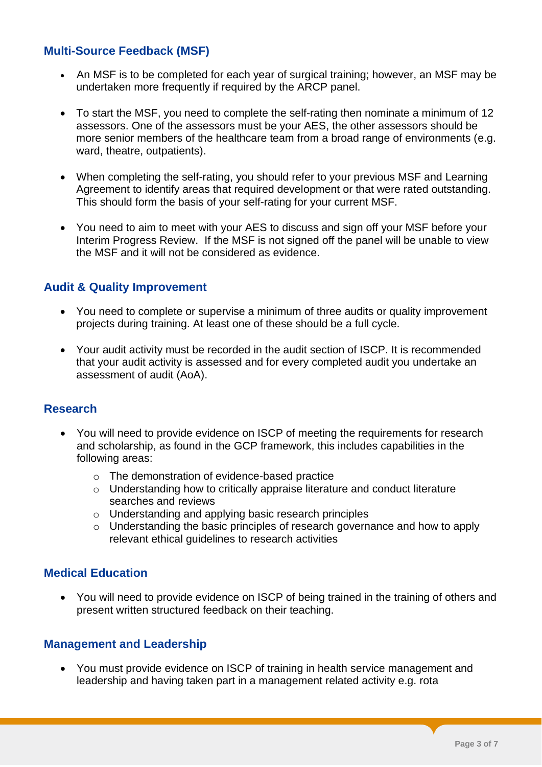## Multi-Source Feedback (MSF)

- An MSF is to be completed for each year of surgical training; however, an MSF may be undertaken more frequently if required by the ARCP panel.
- To start the MSF, you need to complete the self-rating then nominate a minimum of 12 assessors. One of the assessors must be your AES, the other assessors should be more senior members of the healthcare team from a broad range of environments (e.g. ward, theatre, outpatients).
- When completing the self-rating, you should refer to your previous MSF and Learning Agreement to identify areas that required development or that were rated outstanding. This should form the basis of your self-rating for your current MSF.
- You need to aim to meet with your AES to discuss and sign off your MSF before your Interim Progress Review. If the MSF is not signed off the panel will be unable to view the MSF and it will not be considered as evidence.

## Audit & Quality Improvement

- You need to complete or supervise a minimum of three audits or quality improvement projects during training. At least one of these should be a full cycle.
- Your audit activity must be recorded in the audit section of ISCP. It is recommended that your audit activity is assessed and for every completed audit you undertake an assessment of audit (AoA).

## Research

- You will need to provide evidence on ISCP of meeting the requirements for research and scholarship, as found in the GCP framework, this includes capabilities in the following areas:
  - The demonstration of evidence-based practice
  - Understanding how to critically appraise literature and conduct literature searches and reviews
  - Understanding and applying basic research principles
  - Understanding the basic principles of research governance and how to apply relevant ethical guidelines to research activities

## Medical Education

- You will need to provide evidence on ISCP of being trained in the training of others and present written structured feedback on their teaching.

## Management and Leadership

- You must provide evidence on ISCP of training in health service management and leadership and having taken part in a management related activity e.g. rota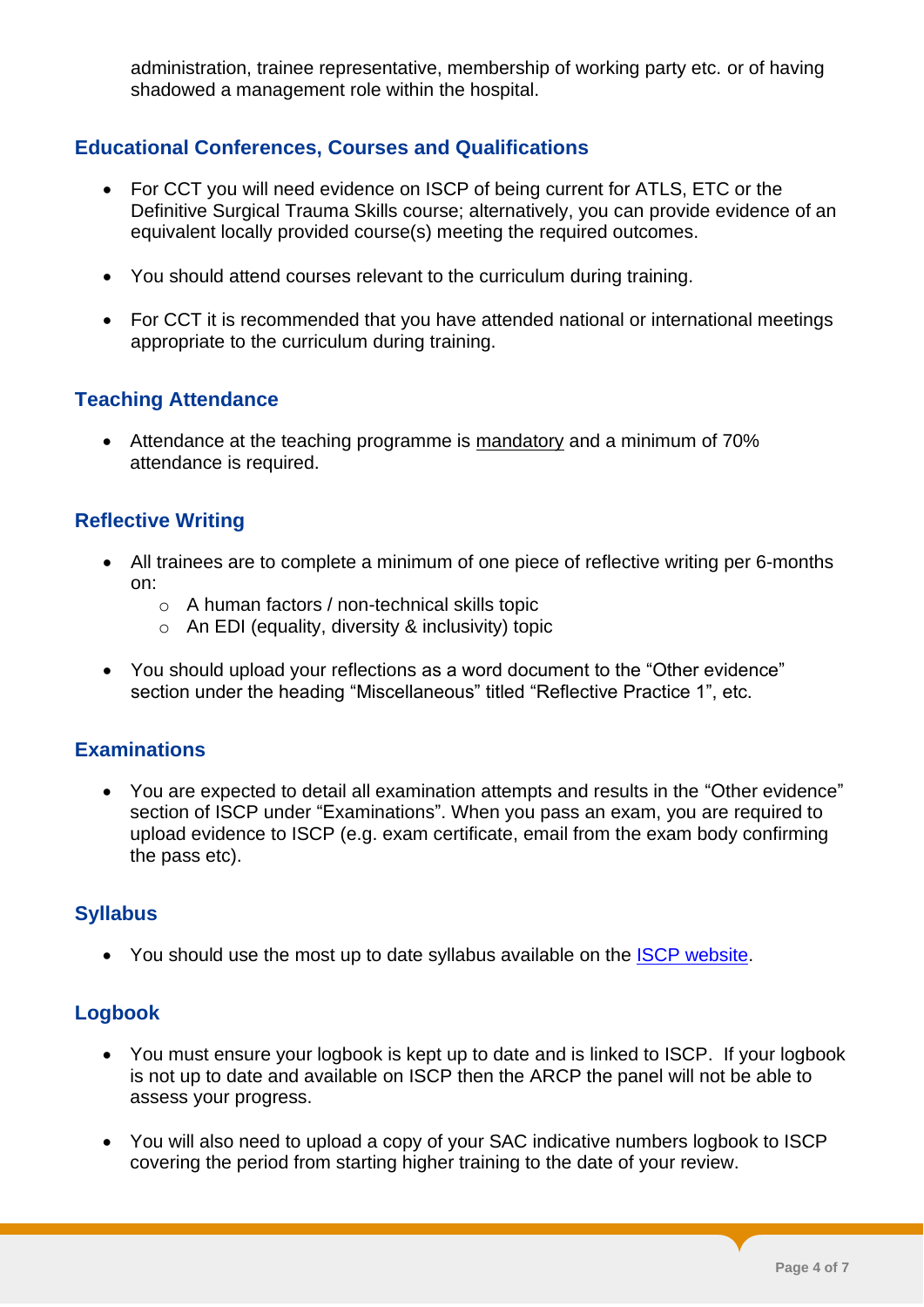administration, trainee representative, membership of working party etc. or of having shadowed a management role within the hospital.

## Educational Conferences, Courses and Qualifications

- For CCT you will need evidence on ISCP of being current for ATLS, ETC or the Definitive Surgical Trauma Skills course; alternatively, you can provide evidence of an equivalent locally provided course(s) meeting the required outcomes.

- You should attend courses relevant to the curriculum during training.

- For CCT it is recommended that you have attended national or international meetings appropriate to the curriculum during training.

## Teaching Attendance

- Attendance at the teaching programme is mandatory and a minimum of 70% attendance is required.

## Reflective Writing

- All trainees are to complete a minimum of one piece of reflective writing per 6-months on:
  - A human factors / non-technical skills topic
  - An EDI (equality, diversity & inclusivity) topic

- You should upload your reflections as a word document to the "Other evidence" section under the heading "Miscellaneous" titled "Reflective Practice 1", etc.

## Examinations

- You are expected to detail all examination attempts and results in the "Other evidence" section of ISCP under "Examinations". When you pass an exam, you are required to upload evidence to ISCP (e.g. exam certificate, email from the exam body confirming the pass etc).

## Syllabus

- You should use the most up to date syllabus available on the ISCP website.

## Logbook

- You must ensure your logbook is kept up to date and is linked to ISCP. If your logbook is not up to date and available on ISCP then the ARCP the panel will not be able to assess your progress.

- You will also need to upload a copy of your SAC indicative numbers logbook to ISCP covering the period from starting higher training to the date of your review.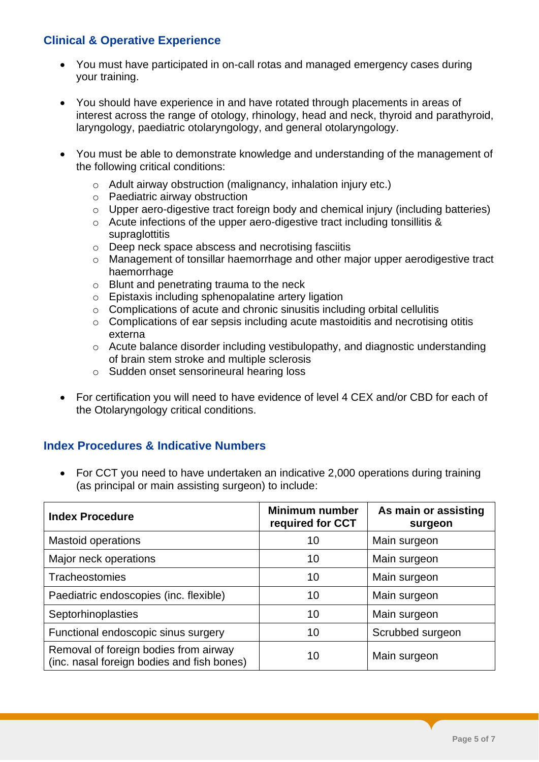## Clinical & Operative Experience

- You must have participated in on-call rotas and managed emergency cases during your training.
- You should have experience in and have rotated through placements in areas of interest across the range of otology, rhinology, head and neck, thyroid and parathyroid, laryngology, paediatric otolaryngology, and general otolaryngology.
- You must be able to demonstrate knowledge and understanding of the management of the following critical conditions:
  - Adult airway obstruction (malignancy, inhalation injury etc.)
  - Paediatric airway obstruction
  - Upper aero-digestive tract foreign body and chemical injury (including batteries)
  - Acute infections of the upper aero-digestive tract including tonsillitis & supraglottitis
  - Deep neck space abscess and necrotising fasciitis
  - Management of tonsillar haemorrhage and other major upper aerodigestive tract haemorrhage
  - Blunt and penetrating trauma to the neck
  - Epistaxis including sphenopalatine artery ligation
  - Complications of acute and chronic sinusitis including orbital cellulitis
  - Complications of ear sepsis including acute mastoiditis and necrotising otitis externa
  - Acute balance disorder including vestibulopathy, and diagnostic understanding of brain stem stroke and multiple sclerosis
  - Sudden onset sensorineural hearing loss
- For certification you will need to have evidence of level 4 CEX and/or CBD for each of the Otolaryngology critical conditions.

## Index Procedures & Indicative Numbers

- For CCT you need to have undertaken an indicative 2,000 operations during training (as principal or main assisting surgeon) to include:

| Index Procedure | Minimum number required for CCT | As main or assisting surgeon |
|---|---|---|
| Mastoid operations | 10 | Main surgeon |
| Major neck operations | 10 | Main surgeon |
| Tracheostomies | 10 | Main surgeon |
| Paediatric endoscopies (inc. flexible) | 10 | Main surgeon |
| Septorhinoplasties | 10 | Main surgeon |
| Functional endoscopic sinus surgery | 10 | Scrubbed surgeon |
| Removal of foreign bodies from airway (inc. nasal foreign bodies and fish bones) | 10 | Main surgeon |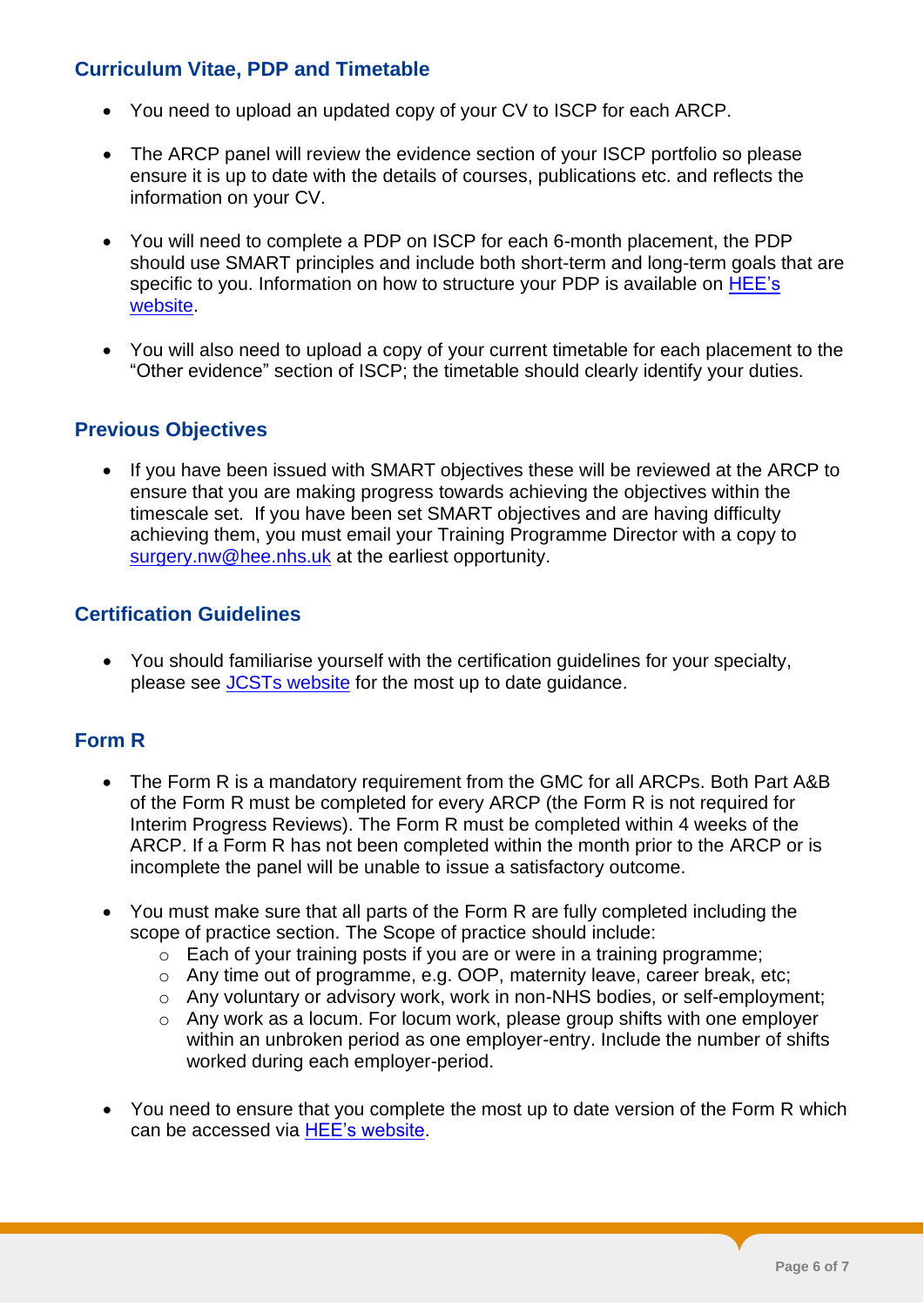## Curriculum Vitae, PDP and Timetable

- You need to upload an updated copy of your CV to ISCP for each ARCP.
- The ARCP panel will review the evidence section of your ISCP portfolio so please ensure it is up to date with the details of courses, publications etc. and reflects the information on your CV.
- You will need to complete a PDP on ISCP for each 6-month placement, the PDP should use SMART principles and include both short-term and long-term goals that are specific to you. Information on how to structure your PDP is available on [HEE's website]().
- You will also need to upload a copy of your current timetable for each placement to the "Other evidence" section of ISCP; the timetable should clearly identify your duties.

## Previous Objectives

- If you have been issued with SMART objectives these will be reviewed at the ARCP to ensure that you are making progress towards achieving the objectives within the timescale set. If you have been set SMART objectives and are having difficulty achieving them, you must email your Training Programme Director with a copy to [surgery.nw@hee.nhs.uk](mailto:surgery.nw@hee.nhs.uk) at the earliest opportunity.

## Certification Guidelines

- You should familiarise yourself with the certification guidelines for your specialty, please see [JCSTs website]() for the most up to date guidance.

## Form R

- The Form R is a mandatory requirement from the GMC for all ARCPs. Both Part A&B of the Form R must be completed for every ARCP (the Form R is not required for Interim Progress Reviews). The Form R must be completed within 4 weeks of the ARCP. If a Form R has not been completed within the month prior to the ARCP or is incomplete the panel will be unable to issue a satisfactory outcome.
- You must make sure that all parts of the Form R are fully completed including the scope of practice section. The Scope of practice should include:
    - Each of your training posts if you are or were in a training programme;
    - Any time out of programme, e.g. OOP, maternity leave, career break, etc;
    - Any voluntary or advisory work, work in non-NHS bodies, or self-employment;
    - Any work as a locum. For locum work, please group shifts with one employer within an unbroken period as one employer-entry. Include the number of shifts worked during each employer-period.
- You need to ensure that you complete the most up to date version of the Form R which can be accessed via [HEE's website]().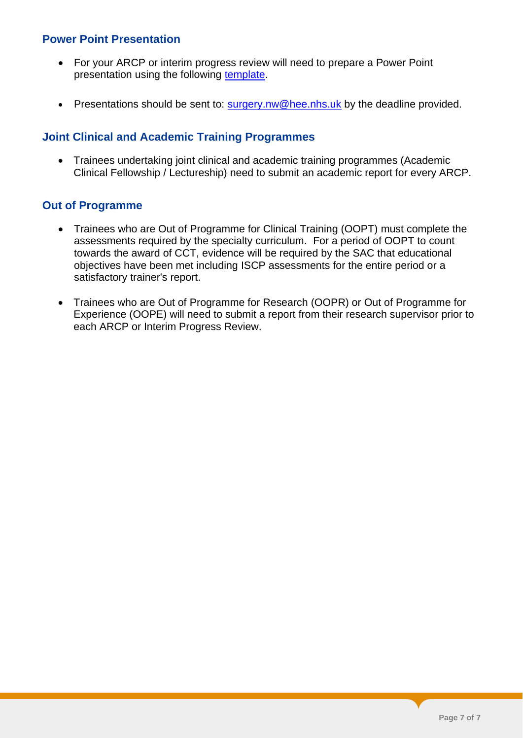### Power Point Presentation

- For your ARCP or interim progress review will need to prepare a Power Point presentation using the following template.
- Presentations should be sent to: surgery.nw@hee.nhs.uk by the deadline provided.

### Joint Clinical and Academic Training Programmes

- Trainees undertaking joint clinical and academic training programmes (Academic Clinical Fellowship / Lectureship) need to submit an academic report for every ARCP.

### Out of Programme

- Trainees who are Out of Programme for Clinical Training (OOPT) must complete the assessments required by the specialty curriculum. For a period of OOPT to count towards the award of CCT, evidence will be required by the SAC that educational objectives have been met including ISCP assessments for the entire period or a satisfactory trainer's report.
- Trainees who are Out of Programme for Research (OOPR) or Out of Programme for Experience (OOPE) will need to submit a report from their research supervisor prior to each ARCP or Interim Progress Review.